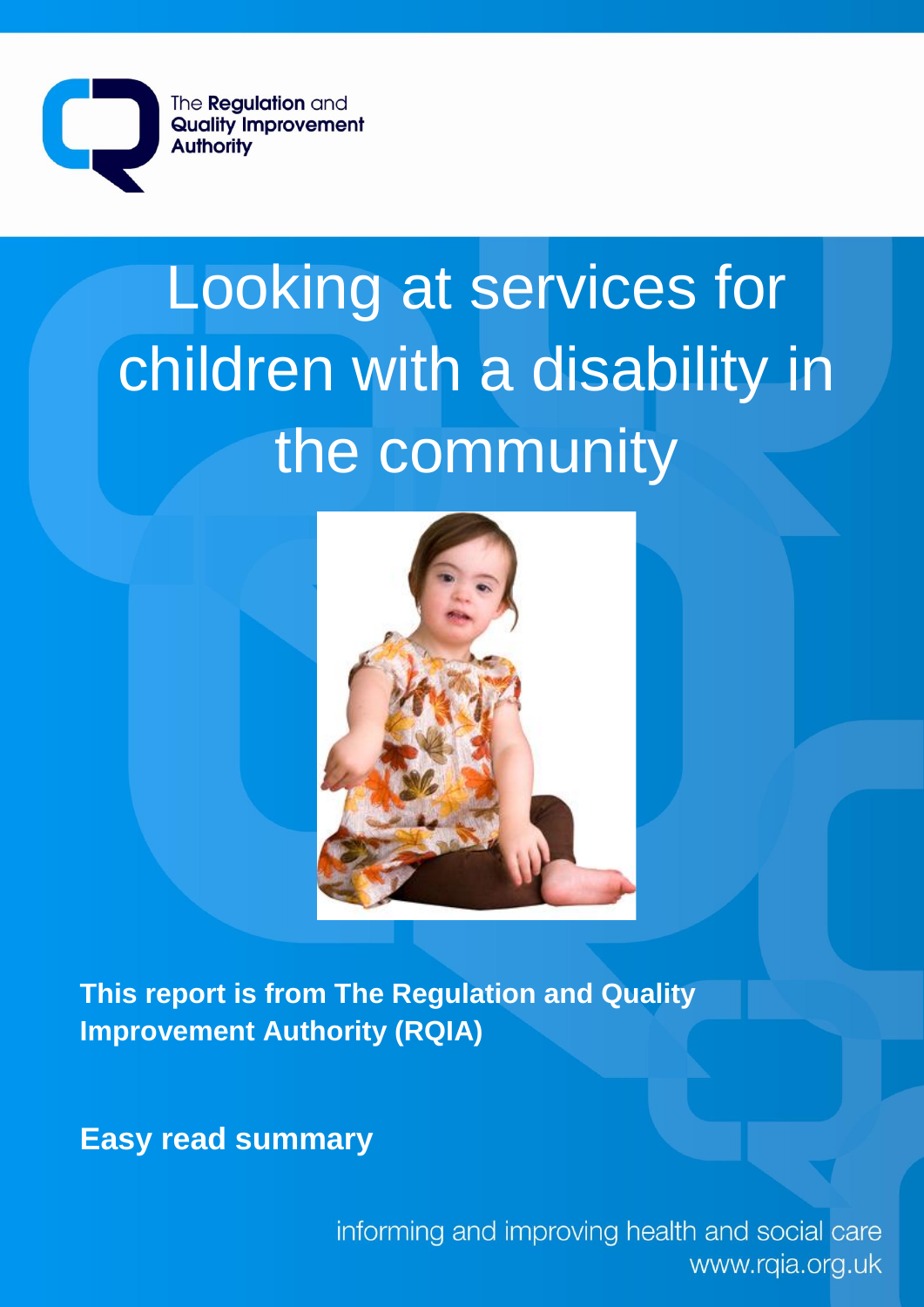The Regulation and Quality Improvement Authority

# Looking at services for children with a disability in the community

**This report is from The Regulation and Quality Improvement Authority (RQIA)**

**Easy read summary**

informing and improving health and social care
www.rqia.org.uk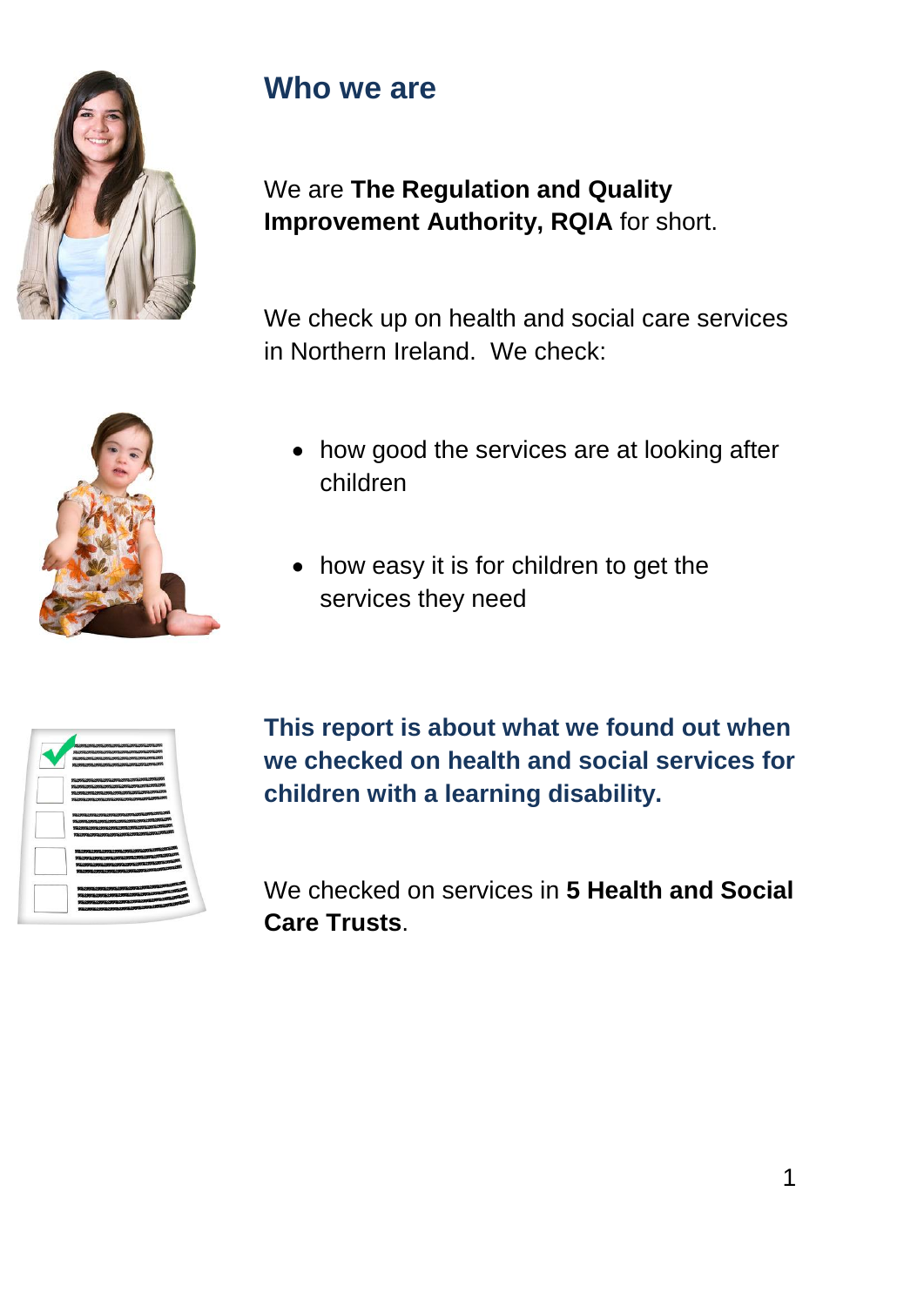# Who we are

We are **The Regulation and Quality Improvement Authority, RQIA** for short.

We check up on health and social care services in Northern Ireland. We check:

- how good the services are at looking after children
- how easy it is for children to get the services they need

**This report is about what we found out when we checked on health and social services for children with a learning disability.**

We checked on services in **5 Health and Social Care Trusts**.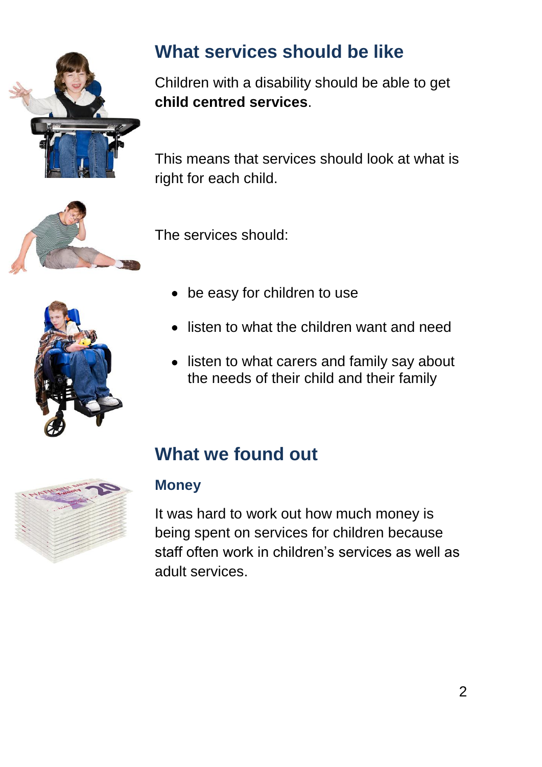## What services should be like

Children with a disability should be able to get **child centred services**.

This means that services should look at what is right for each child.

The services should:

- be easy for children to use
- listen to what the children want and need
- listen to what carers and family say about the needs of their child and their family

## What we found out

### Money

It was hard to work out how much money is being spent on services for children because staff often work in children's services as well as adult services.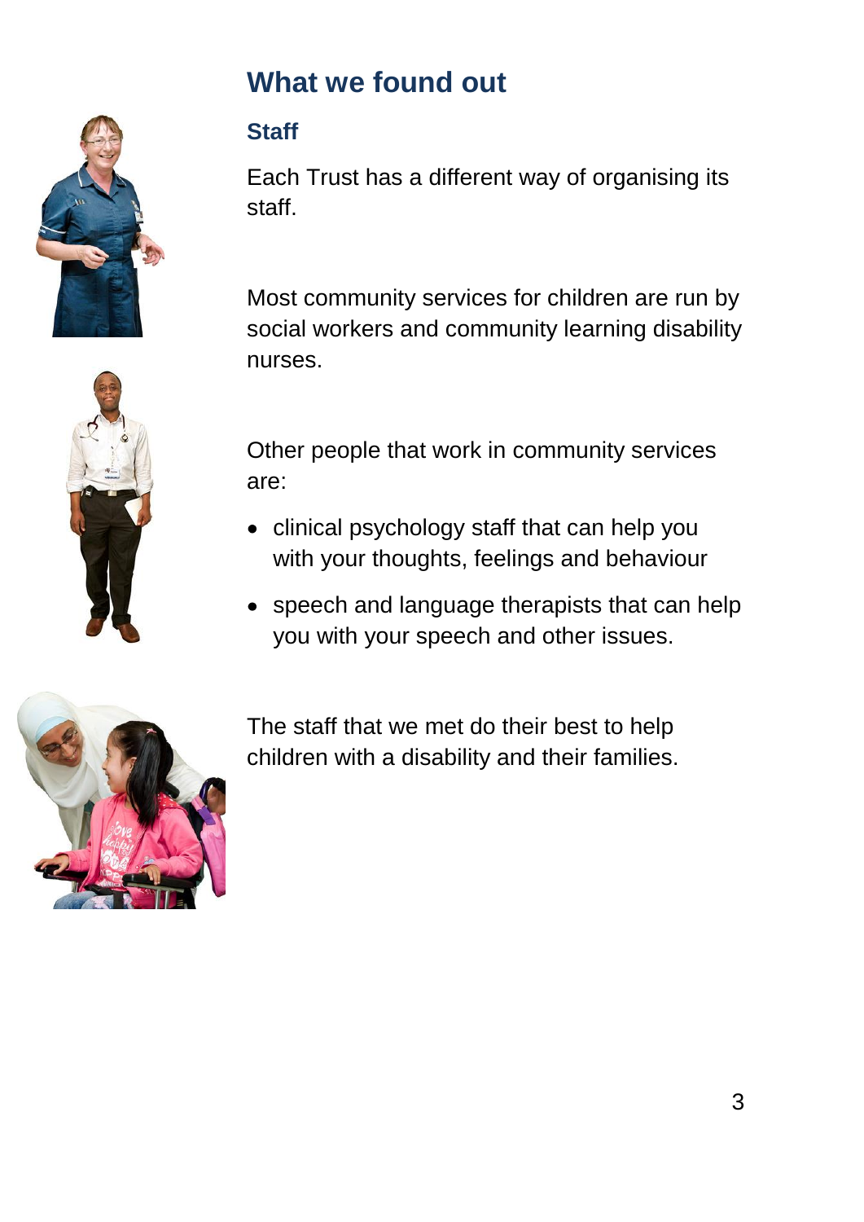# What we found out

## Staff

Each Trust has a different way of organising its staff.

Most community services for children are run by social workers and community learning disability nurses.

Other people that work in community services are:

- clinical psychology staff that can help you with your thoughts, feelings and behaviour
- speech and language therapists that can help you with your speech and other issues.

The staff that we met do their best to help children with a disability and their families.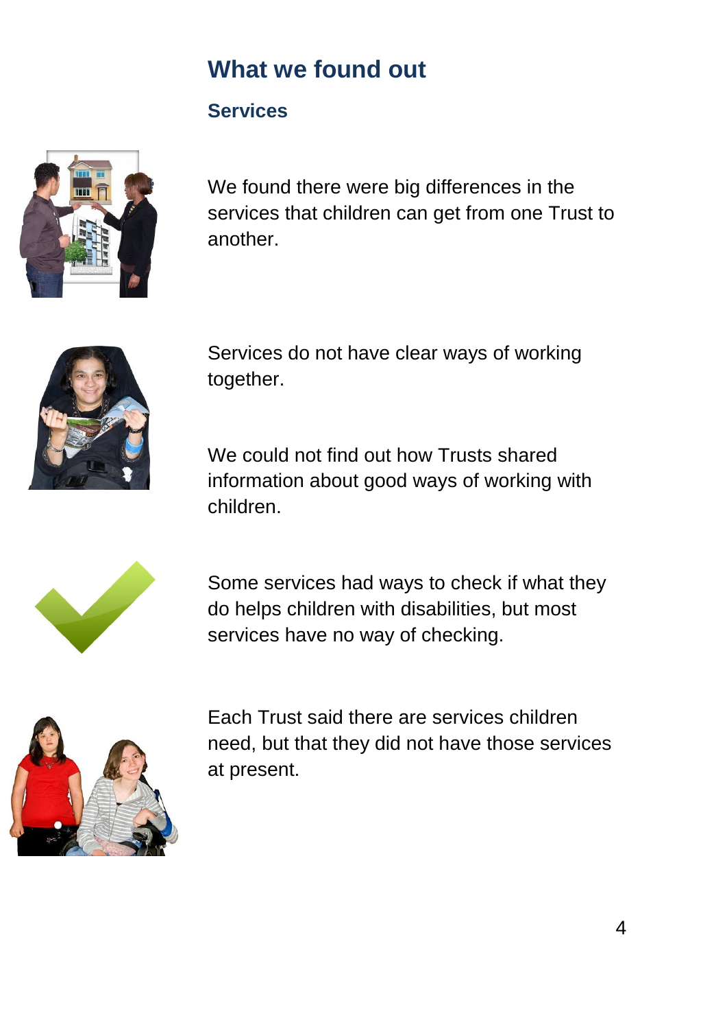# What we found out

## Services

We found there were big differences in the services that children can get from one Trust to another.

Services do not have clear ways of working together.

We could not find out how Trusts shared information about good ways of working with children.

Some services had ways to check if what they do helps children with disabilities, but most services have no way of checking.

Each Trust said there are services children need, but that they did not have those services at present.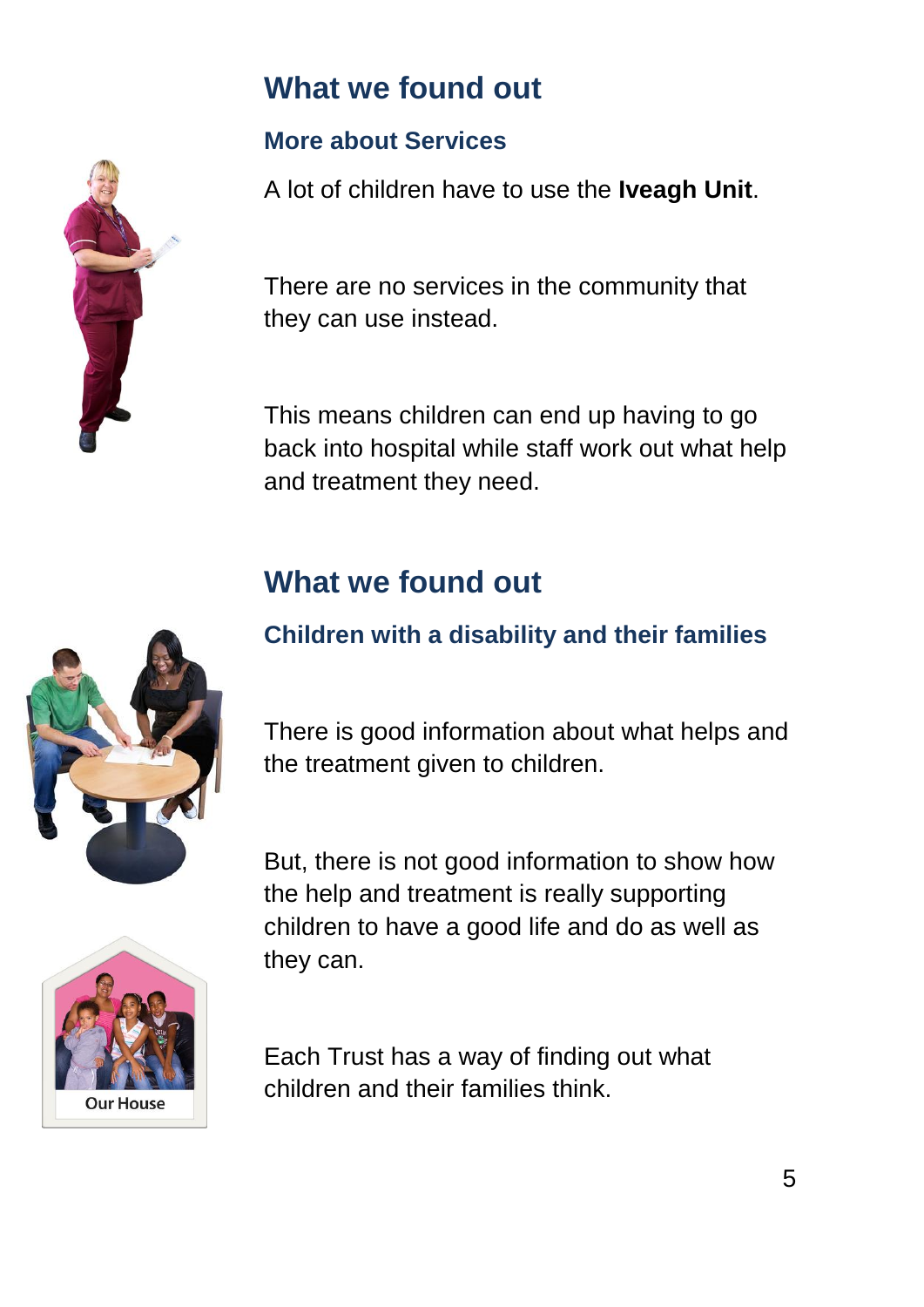## What we found out

### More about Services

A lot of children have to use the **Iveagh Unit**.

There are no services in the community that they can use instead.

This means children can end up having to go back into hospital while staff work out what help and treatment they need.

## What we found out

### Children with a disability and their families

There is good information about what helps and the treatment given to children.

But, there is not good information to show how the help and treatment is really supporting children to have a good life and do as well as they can.

Each Trust has a way of finding out what children and their families think.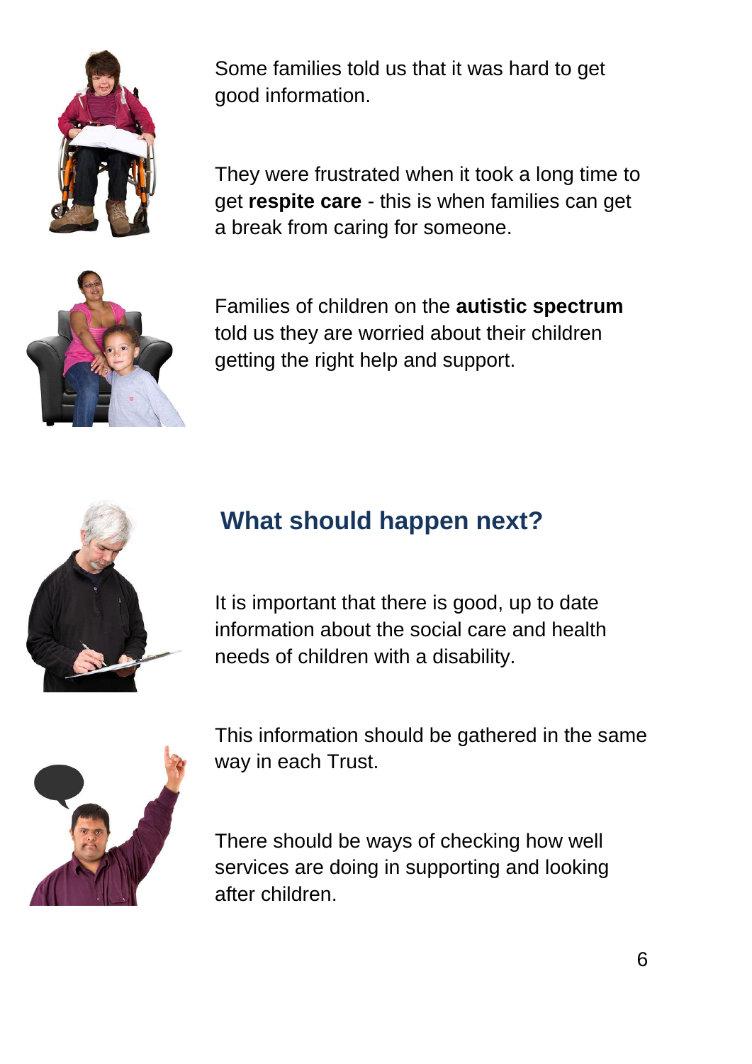Some families told us that it was hard to get good information.

They were frustrated when it took a long time to get **respite care** - this is when families can get a break from caring for someone.

Families of children on the **autistic spectrum** told us they are worried about their children getting the right help and support.

## What should happen next?

It is important that there is good, up to date information about the social care and health needs of children with a disability.

This information should be gathered in the same way in each Trust.

There should be ways of checking how well services are doing in supporting and looking after children.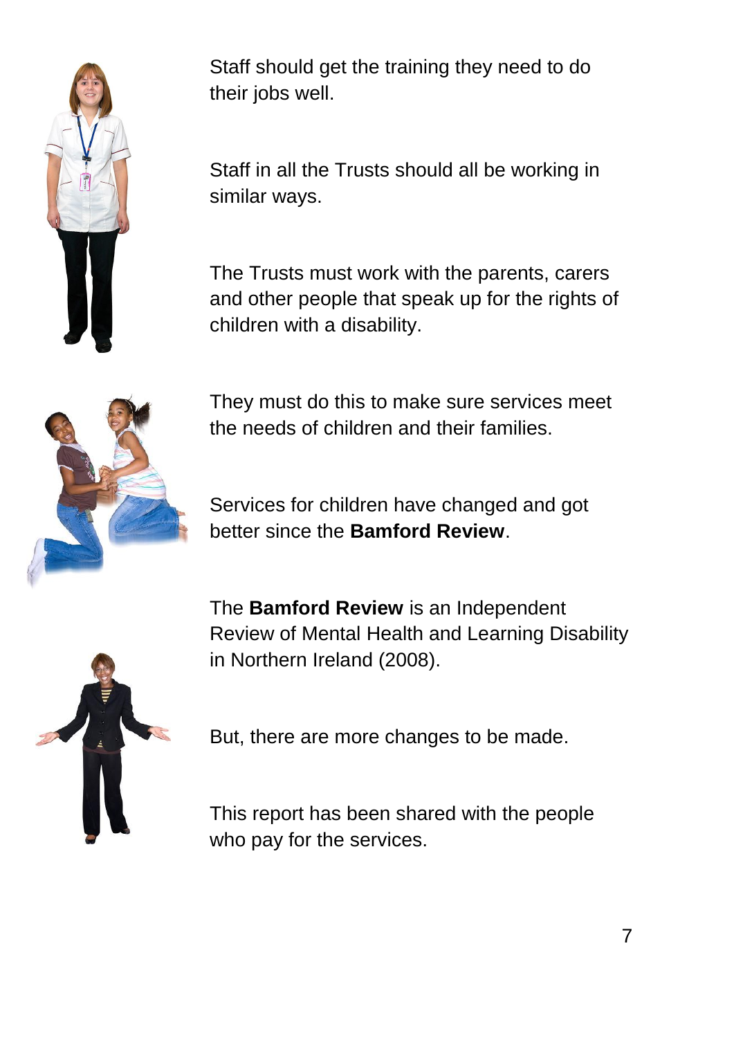Staff should get the training they need to do their jobs well.

Staff in all the Trusts should all be working in similar ways.

The Trusts must work with the parents, carers and other people that speak up for the rights of children with a disability.

They must do this to make sure services meet the needs of children and their families.

Services for children have changed and got better since the **Bamford Review**.

The **Bamford Review** is an Independent Review of Mental Health and Learning Disability in Northern Ireland (2008).

But, there are more changes to be made.

This report has been shared with the people who pay for the services.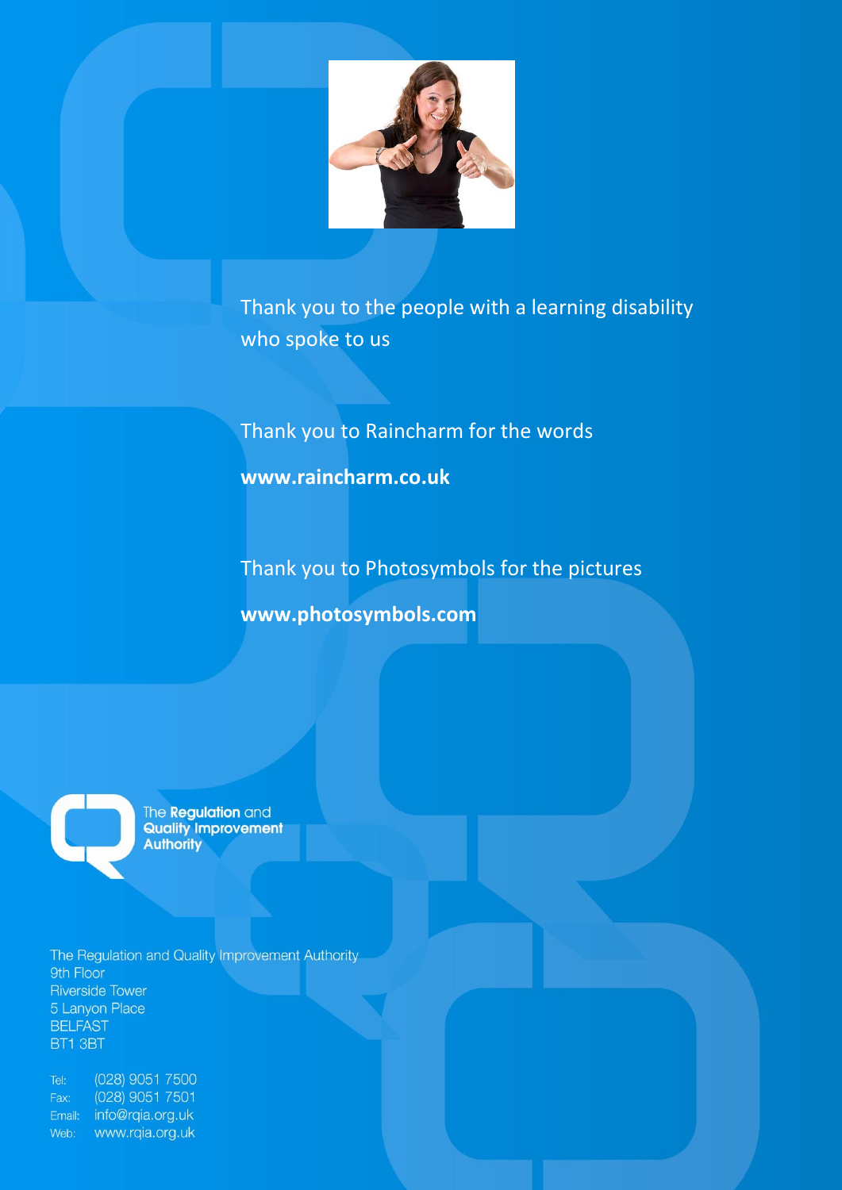Thank you to the people with a learning disability who spoke to us

Thank you to Raincharm for the words

**www.raincharm.co.uk**

Thank you to Photosymbols for the pictures

**www.photosymbols.com**

The **Regulation** and **Quality Improvement Authority**

The Regulation and Quality Improvement Authority
9th Floor
Riverside Tower
5 Lanyon Place
BELFAST
BT1 3BT

Tel: (028) 9051 7500
Fax: (028) 9051 7501
Email: info@rqia.org.uk
Web: www.rqia.org.uk